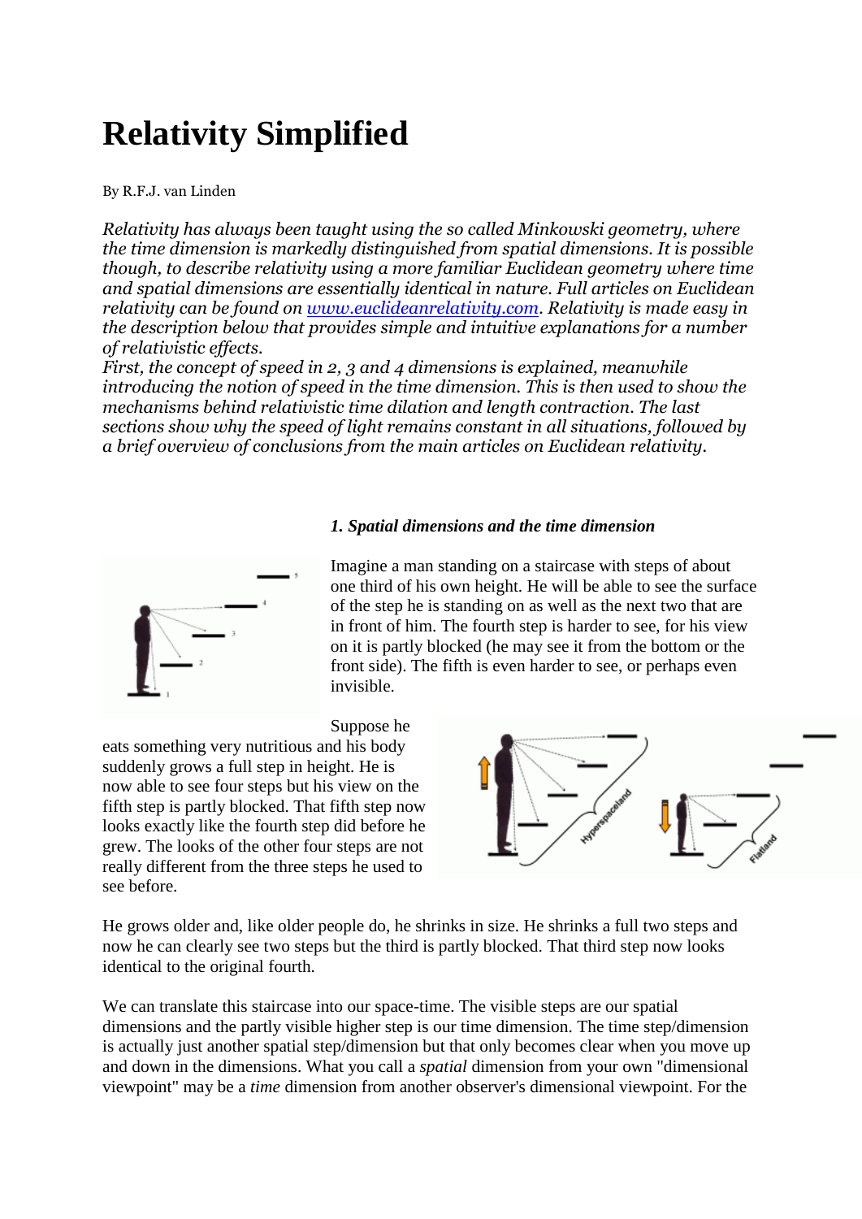# Relativity Simplified

By R.F.J. van Linden

*Relativity has always been taught using the so called Minkowski geometry, where the time dimension is markedly distinguished from spatial dimensions. It is possible though, to describe relativity using a more familiar Euclidean geometry where time and spatial dimensions are essentially identical in nature. Full articles on Euclidean relativity can be found on [www.euclideanrelativity.com](http://www.euclideanrelativity.com). Relativity is made easy in the description below that provides simple and intuitive explanations for a number of relativistic effects.*
*First, the concept of speed in 2, 3 and 4 dimensions is explained, meanwhile introducing the notion of speed in the time dimension. This is then used to show the mechanisms behind relativistic time dilation and length contraction. The last sections show why the speed of light remains constant in all situations, followed by a brief overview of conclusions from the main articles on Euclidean relativity.*

### *1. Spatial dimensions and the time dimension*

Imagine a man standing on a staircase with steps of about one third of his own height. He will be able to see the surface of the step he is standing on as well as the next two that are in front of him. The fourth step is harder to see, for his view on it is partly blocked (he may see it from the bottom or the front side). The fifth is even harder to see, or perhaps even invisible.

Suppose he eats something very nutritious and his body suddenly grows a full step in height. He is now able to see four steps but his view on the fifth step is partly blocked. That fifth step now looks exactly like the fourth step did before he grew. The looks of the other four steps are not really different from the three steps he used to see before.

He grows older and, like older people do, he shrinks in size. He shrinks a full two steps and now he can clearly see two steps but the third is partly blocked. That third step now looks identical to the original fourth.

We can translate this staircase into our space-time. The visible steps are our spatial dimensions and the partly visible higher step is our time dimension. The time step/dimension is actually just another spatial step/dimension but that only becomes clear when you move up and down in the dimensions. What you call a *spatial* dimension from your own "dimensional viewpoint" may be a *time* dimension from another observer's dimensional viewpoint. For the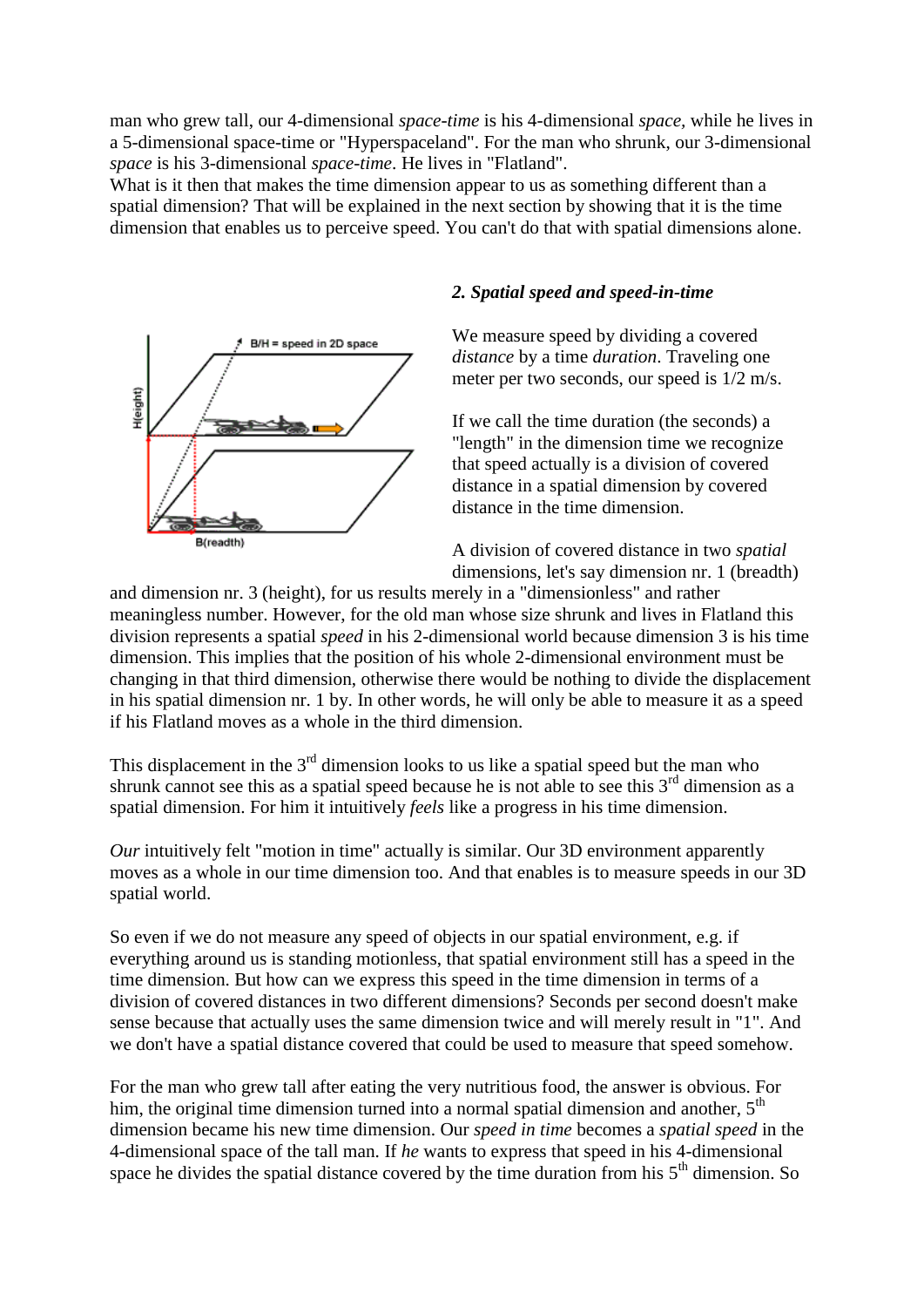man who grew tall, our 4-dimensional *space-time* is his 4-dimensional *space*, while he lives in a 5-dimensional space-time or "Hyperspaceland". For the man who shrunk, our 3-dimensional *space* is his 3-dimensional *space-time*. He lives in "Flatland".
What is it then that makes the time dimension appear to us as something different than a spatial dimension? That will be explained in the next section by showing that it is the time dimension that enables us to perceive speed. You can't do that with spatial dimensions alone.

### *2. Spatial speed and speed-in-time*

We measure speed by dividing a covered *distance* by a time *duration*. Traveling one meter per two seconds, our speed is 1/2 m/s.

If we call the time duration (the seconds) a "length" in the dimension time we recognize that speed actually is a division of covered distance in a spatial dimension by covered distance in the time dimension.

A division of covered distance in two *spatial* dimensions, let's say dimension nr. 1 (breadth) and dimension nr. 3 (height), for us results merely in a "dimensionless" and rather meaningless number. However, for the old man whose size shrunk and lives in Flatland this division represents a spatial *speed* in his 2-dimensional world because dimension 3 is his time dimension. This implies that the position of his whole 2-dimensional environment must be changing in that third dimension, otherwise there would be nothing to divide the displacement in his spatial dimension nr. 1 by. In other words, he will only be able to measure it as a speed if his Flatland moves as a whole in the third dimension.

This displacement in the 3rd dimension looks to us like a spatial speed but the man who shrunk cannot see this as a spatial speed because he is not able to see this 3rd dimension as a spatial dimension. For him it intuitively *feels* like a progress in his time dimension.

*Our* intuitively felt "motion in time" actually is similar. Our 3D environment apparently moves as a whole in our time dimension too. And that enables is to measure speeds in our 3D spatial world.

So even if we do not measure any speed of objects in our spatial environment, e.g. if everything around us is standing motionless, that spatial environment still has a speed in the time dimension. But how can we express this speed in the time dimension in terms of a division of covered distances in two different dimensions? Seconds per second doesn't make sense because that actually uses the same dimension twice and will merely result in "1". And we don't have a spatial distance covered that could be used to measure that speed somehow.

For the man who grew tall after eating the very nutritious food, the answer is obvious. For him, the original time dimension turned into a normal spatial dimension and another, 5th dimension became his new time dimension. Our *speed in time* becomes a *spatial speed* in the 4-dimensional space of the tall man. If *he* wants to express that speed in his 4-dimensional space he divides the spatial distance covered by the time duration from his 5th dimension. So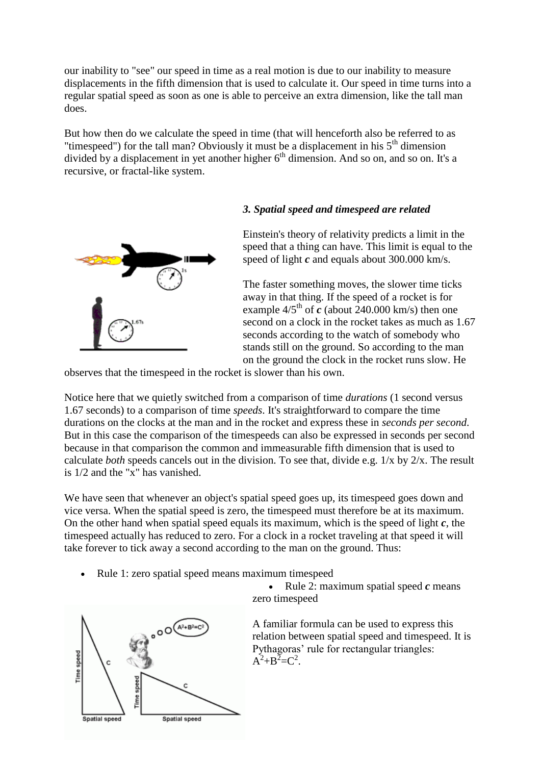our inability to "see" our speed in time as a real motion is due to our inability to measure displacements in the fifth dimension that is used to calculate it. Our speed in time turns into a regular spatial speed as soon as one is able to perceive an extra dimension, like the tall man does.

But how then do we calculate the speed in time (that will henceforth also be referred to as "timespeed") for the tall man? Obviously it must be a displacement in his $5^{th}$ dimension divided by a displacement in yet another higher $6^{th}$ dimension. And so on, and so on. It's a recursive, or fractal-like system.

### *3. Spatial speed and timespeed are related*

Einstein's theory of relativity predicts a limit in the speed that a thing can have. This limit is equal to the speed of light ***c*** and equals about 300.000 km/s.

The faster something moves, the slower time ticks away in that thing. If the speed of a rocket is for example $4/5^{th}$ of ***c*** (about 240.000 km/s) then one second on a clock in the rocket takes as much as 1.67 seconds according to the watch of somebody who stands still on the ground. So according to the man on the ground the clock in the rocket runs slow. He observes that the timespeed in the rocket is slower than his own.

Notice here that we quietly switched from a comparison of time *durations* (1 second versus 1.67 seconds) to a comparison of time *speeds*. It's straightforward to compare the time durations on the clocks at the man and in the rocket and express these in *seconds per second*. But in this case the comparison of the timespeeds can also be expressed in seconds per second because in that comparison the common and immeasurable fifth dimension that is used to calculate *both* speeds cancels out in the division. To see that, divide e.g. 1/x by 2/x. The result is 1/2 and the "x" has vanished.

We have seen that whenever an object's spatial speed goes up, its timespeed goes down and vice versa. When the spatial speed is zero, the timespeed must therefore be at its maximum. On the other hand when spatial speed equals its maximum, which is the speed of light ***c***, the timespeed actually has reduced to zero. For a clock in a rocket traveling at that speed it will take forever to tick away a second according to the man on the ground. Thus:

- Rule 1: zero spatial speed means maximum timespeed
- Rule 2: maximum spatial speed ***c*** means zero timespeed

A familiar formula can be used to express this relation between spatial speed and timespeed. It is Pythagoras' rule for rectangular triangles: $A^2+B^2=C^2$.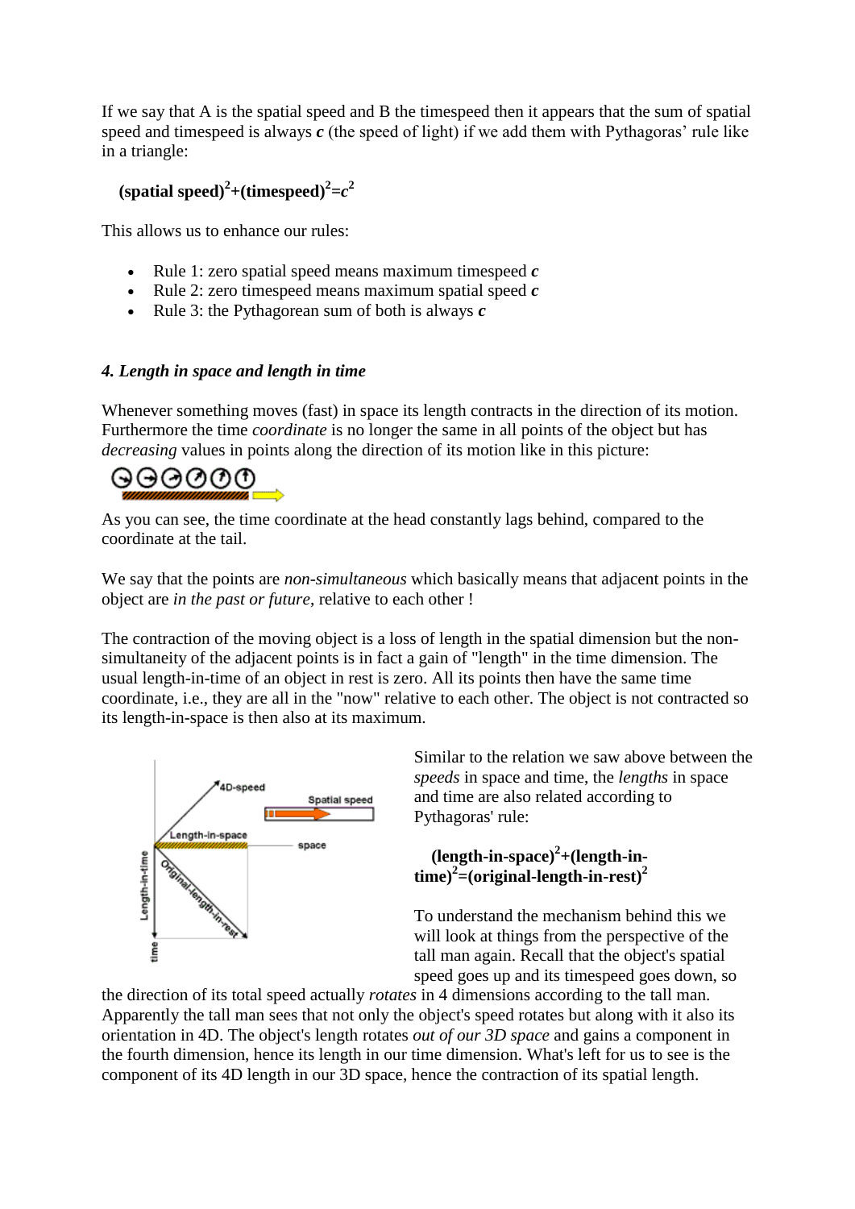If we say that A is the spatial speed and B the timespeed then it appears that the sum of spatial speed and timespeed is always ***c*** (the speed of light) if we add them with Pythagoras' rule like in a triangle:

**(spatial speed)$^2$+(timespeed)$^2$=$c^2$**

This allows us to enhance our rules:

- Rule 1: zero spatial speed means maximum timespeed ***c***
- Rule 2: zero timespeed means maximum spatial speed ***c***
- Rule 3: the Pythagorean sum of both is always ***c***

### *4. Length in space and length in time*

Whenever something moves (fast) in space its length contracts in the direction of its motion. Furthermore the time *coordinate* is no longer the same in all points of the object but has *decreasing* values in points along the direction of its motion like in this picture:

As you can see, the time coordinate at the head constantly lags behind, compared to the coordinate at the tail.

We say that the points are *non-simultaneous* which basically means that adjacent points in the object are *in the past or future*, relative to each other !

The contraction of the moving object is a loss of length in the spatial dimension but the non-simultaneity of the adjacent points is in fact a gain of "length" in the time dimension. The usual length-in-time of an object in rest is zero. All its points then have the same time coordinate, i.e., they are all in the "now" relative to each other. The object is not contracted so its length-in-space is then also at its maximum.

Similar to the relation we saw above between the *speeds* in space and time, the *lengths* in space and time are also related according to Pythagoras' rule:

**(length-in-space)$^2$+(length-in-time)$^2$=(original-length-in-rest)$^2$**

To understand the mechanism behind this we will look at things from the perspective of the tall man again. Recall that the object's spatial speed goes up and its timespeed goes down, so the direction of its total speed actually *rotates* in 4 dimensions according to the tall man. Apparently the tall man sees that not only the object's speed rotates but along with it also its orientation in 4D. The object's length rotates *out of our 3D space* and gains a component in the fourth dimension, hence its length in our time dimension. What's left for us to see is the component of its 4D length in our 3D space, hence the contraction of its spatial length.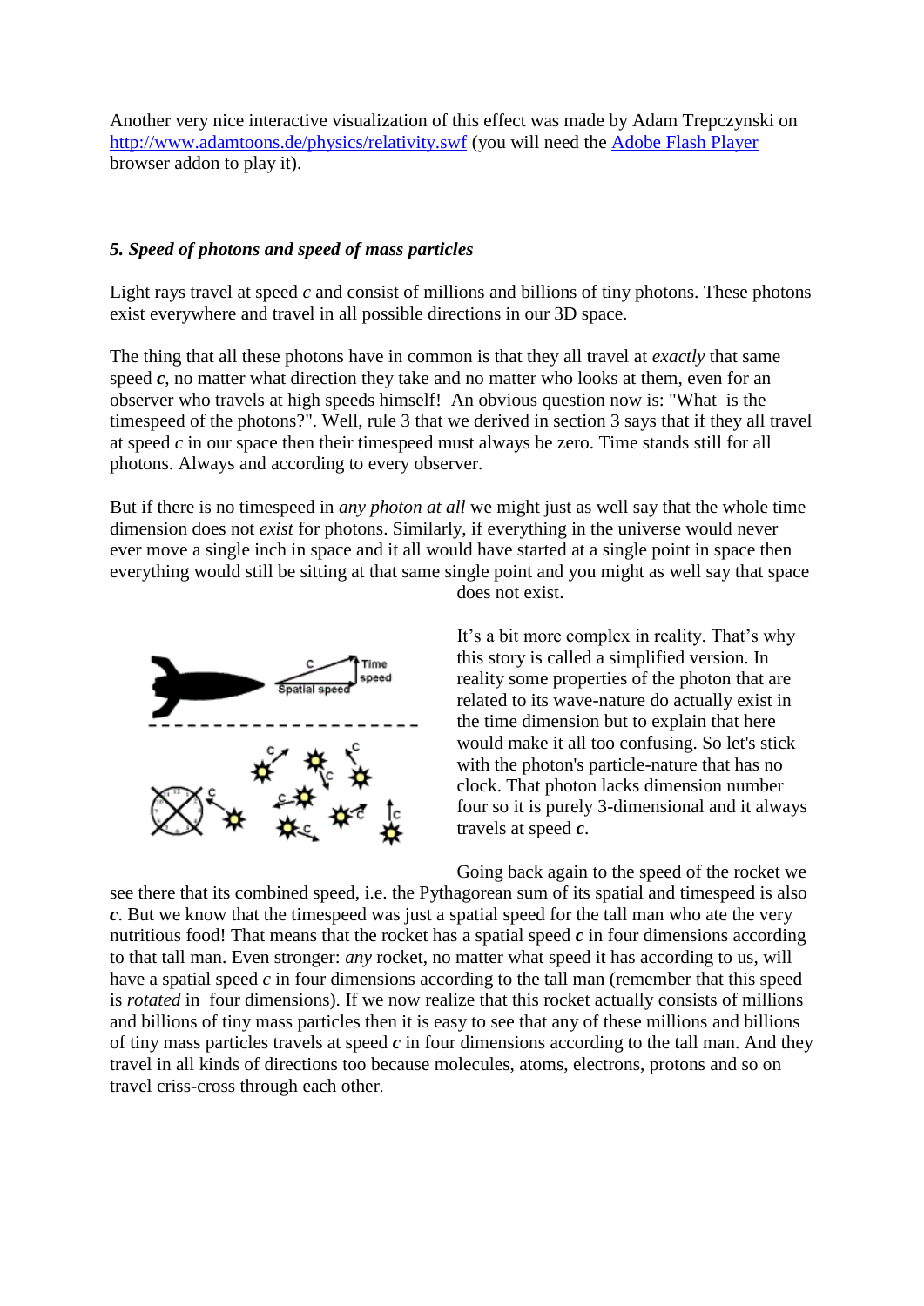Another very nice interactive visualization of this effect was made by Adam Trepczynski on [http://www.adamtoons.de/physics/relativity.swf](http://www.adamtoons.de/physics/relativity.swf) (you will need the [Adobe Flash Player](#) browser addon to play it).

### *5. Speed of photons and speed of mass particles*

Light rays travel at speed *c* and consist of millions and billions of tiny photons. These photons exist everywhere and travel in all possible directions in our 3D space.

The thing that all these photons have in common is that they all travel at *exactly* that same speed ***c***, no matter what direction they take and no matter who looks at them, even for an observer who travels at high speeds himself! An obvious question now is: "What is the timespeed of the photons?". Well, rule 3 that we derived in section 3 says that if they all travel at speed *c* in our space then their timespeed must always be zero. Time stands still for all photons. Always and according to every observer.

But if there is no timespeed in *any photon at all* we might just as well say that the whole time dimension does not *exist* for photons. Similarly, if everything in the universe would never ever move a single inch in space and it all would have started at a single point in space then everything would still be sitting at that same single point and you might as well say that space does not exist.

It's a bit more complex in reality. That's why this story is called a simplified version. In reality some properties of the photon that are related to its wave-nature do actually exist in the time dimension but to explain that here would make it all too confusing. So let's stick with the photon's particle-nature that has no clock. That photon lacks dimension number four so it is purely 3-dimensional and it always travels at speed ***c***.

Going back again to the speed of the rocket we see there that its combined speed, i.e. the Pythagorean sum of its spatial and timespeed is also ***c***. But we know that the timespeed was just a spatial speed for the tall man who ate the very nutritious food! That means that the rocket has a spatial speed ***c*** in four dimensions according to that tall man. Even stronger: *any* rocket, no matter what speed it has according to us, will have a spatial speed *c* in four dimensions according to the tall man (remember that this speed is *rotated* in four dimensions). If we now realize that this rocket actually consists of millions and billions of tiny mass particles then it is easy to see that any of these millions and billions of tiny mass particles travels at speed ***c*** in four dimensions according to the tall man. And they travel in all kinds of directions too because molecules, atoms, electrons, protons and so on travel criss-cross through each other.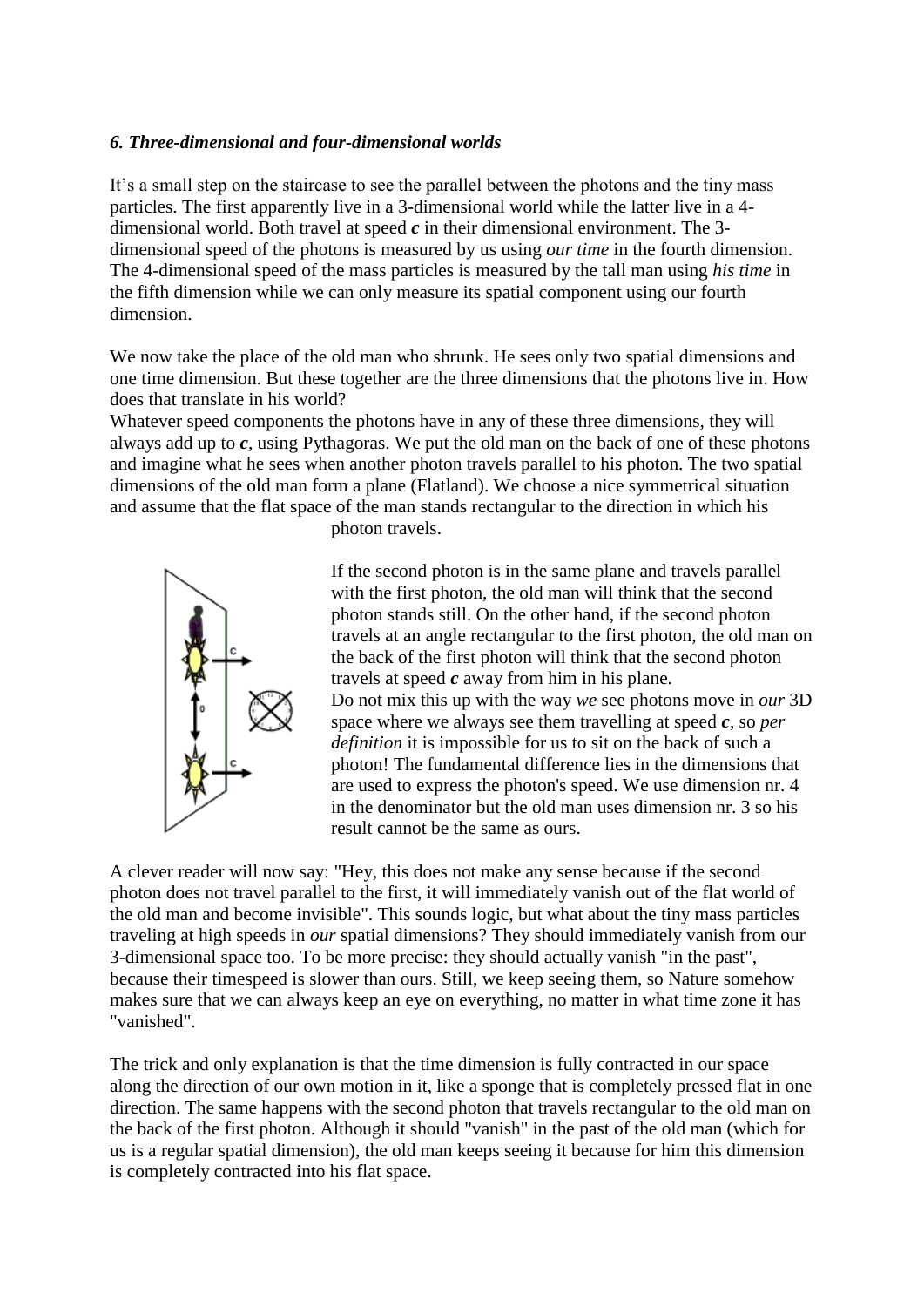### *6. Three-dimensional and four-dimensional worlds*

It's a small step on the staircase to see the parallel between the photons and the tiny mass particles. The first apparently live in a 3-dimensional world while the latter live in a 4-dimensional world. Both travel at speed ***c*** in their dimensional environment. The 3-dimensional speed of the photons is measured by us using *our time* in the fourth dimension. The 4-dimensional speed of the mass particles is measured by the tall man using *his time* in the fifth dimension while we can only measure its spatial component using our fourth dimension.

We now take the place of the old man who shrunk. He sees only two spatial dimensions and one time dimension. But these together are the three dimensions that the photons live in. How does that translate in his world?

Whatever speed components the photons have in any of these three dimensions, they will always add up to ***c***, using Pythagoras. We put the old man on the back of one of these photons and imagine what he sees when another photon travels parallel to his photon. The two spatial dimensions of the old man form a plane (Flatland). We choose a nice symmetrical situation and assume that the flat space of the man stands rectangular to the direction in which his photon travels.

If the second photon is in the same plane and travels parallel with the first photon, the old man will think that the second photon stands still. On the other hand, if the second photon travels at an angle rectangular to the first photon, the old man on the back of the first photon will think that the second photon travels at speed ***c*** away from him in his plane.

Do not mix this up with the way *we* see photons move in *our* 3D space where we always see them travelling at speed ***c***, so *per definition* it is impossible for us to sit on the back of such a photon! The fundamental difference lies in the dimensions that are used to express the photon's speed. We use dimension nr. 4 in the denominator but the old man uses dimension nr. 3 so his result cannot be the same as ours.

A clever reader will now say: "Hey, this does not make any sense because if the second photon does not travel parallel to the first, it will immediately vanish out of the flat world of the old man and become invisible". This sounds logic, but what about the tiny mass particles traveling at high speeds in *our* spatial dimensions? They should immediately vanish from our 3-dimensional space too. To be more precise: they should actually vanish "in the past", because their timespeed is slower than ours. Still, we keep seeing them, so Nature somehow makes sure that we can always keep an eye on everything, no matter in what time zone it has "vanished".

The trick and only explanation is that the time dimension is fully contracted in our space along the direction of our own motion in it, like a sponge that is completely pressed flat in one direction. The same happens with the second photon that travels rectangular to the old man on the back of the first photon. Although it should "vanish" in the past of the old man (which for us is a regular spatial dimension), the old man keeps seeing it because for him this dimension is completely contracted into his flat space.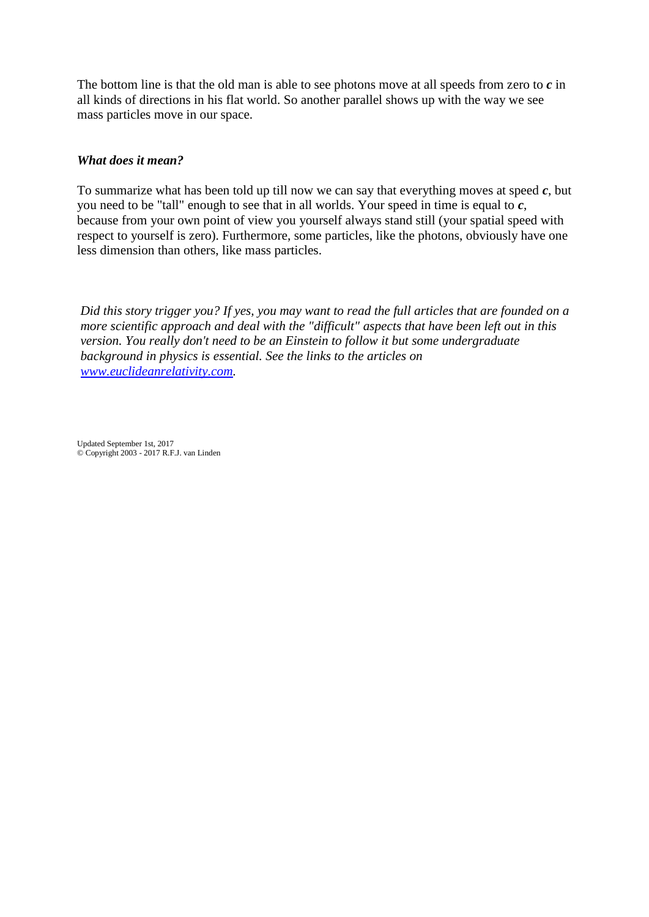The bottom line is that the old man is able to see photons move at all speeds from zero to $\boldsymbol{c}$ in all kinds of directions in his flat world. So another parallel shows up with the way we see mass particles move in our space.

***What does it mean?***

To summarize what has been told up till now we can say that everything moves at speed $\boldsymbol{c}$, but you need to be "tall" enough to see that in all worlds. Your speed in time is equal to $\boldsymbol{c}$, because from your own point of view you yourself always stand still (your spatial speed with respect to yourself is zero). Furthermore, some particles, like the photons, obviously have one less dimension than others, like mass particles.

*Did this story trigger you? If yes, you may want to read the full articles that are founded on a more scientific approach and deal with the "difficult" aspects that have been left out in this version. You really don't need to be an Einstein to follow it but some undergraduate background in physics is essential. See the links to the articles on [www.euclideanrelativity.com](http://www.euclideanrelativity.com).*

Updated September 1st, 2017
© Copyright 2003 - 2017 R.F.J. van Linden